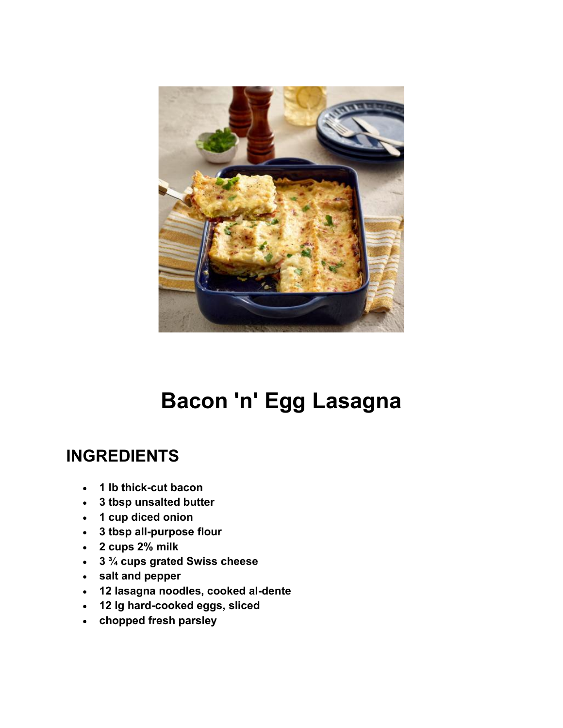# Bacon 'n' Egg Lasagna

## INGREDIENTS

- **1 lb thick-cut bacon**
- **3 tbsp unsalted butter**
- **1 cup diced onion**
- **3 tbsp all-purpose flour**
- **2 cups 2% milk**
- **3 ¾ cups grated Swiss cheese**
- **salt and pepper**
- **12 lasagna noodles, cooked al-dente**
- **12 lg hard-cooked eggs, sliced**
- **chopped fresh parsley**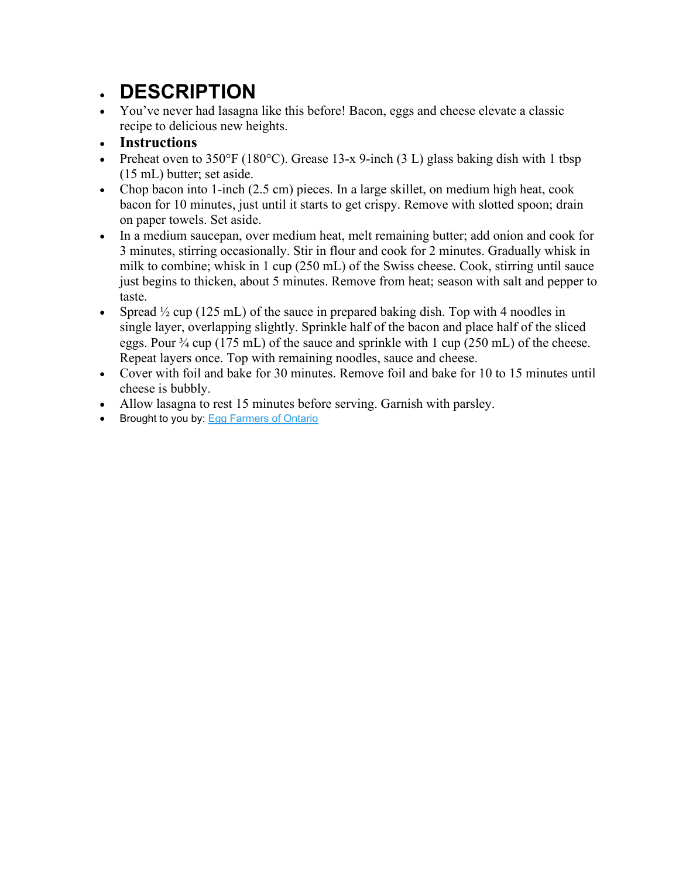- ## DESCRIPTION
- You've never had lasagna like this before! Bacon, eggs and cheese elevate a classic recipe to delicious new heights.
- ### Instructions
- Preheat oven to 350°F (180°C). Grease 13-x 9-inch (3 L) glass baking dish with 1 tbsp (15 mL) butter; set aside.
- Chop bacon into 1-inch (2.5 cm) pieces. In a large skillet, on medium high heat, cook bacon for 10 minutes, just until it starts to get crispy. Remove with slotted spoon; drain on paper towels. Set aside.
- In a medium saucepan, over medium heat, melt remaining butter; add onion and cook for 3 minutes, stirring occasionally. Stir in flour and cook for 2 minutes. Gradually whisk in milk to combine; whisk in 1 cup (250 mL) of the Swiss cheese. Cook, stirring until sauce just begins to thicken, about 5 minutes. Remove from heat; season with salt and pepper to taste.
- Spread ½ cup (125 mL) of the sauce in prepared baking dish. Top with 4 noodles in single layer, overlapping slightly. Sprinkle half of the bacon and place half of the sliced eggs. Pour ¾ cup (175 mL) of the sauce and sprinkle with 1 cup (250 mL) of the cheese. Repeat layers once. Top with remaining noodles, sauce and cheese.
- Cover with foil and bake for 30 minutes. Remove foil and bake for 10 to 15 minutes until cheese is bubbly.
- Allow lasagna to rest 15 minutes before serving. Garnish with parsley.
- Brought to you by: Egg Farmers of Ontario